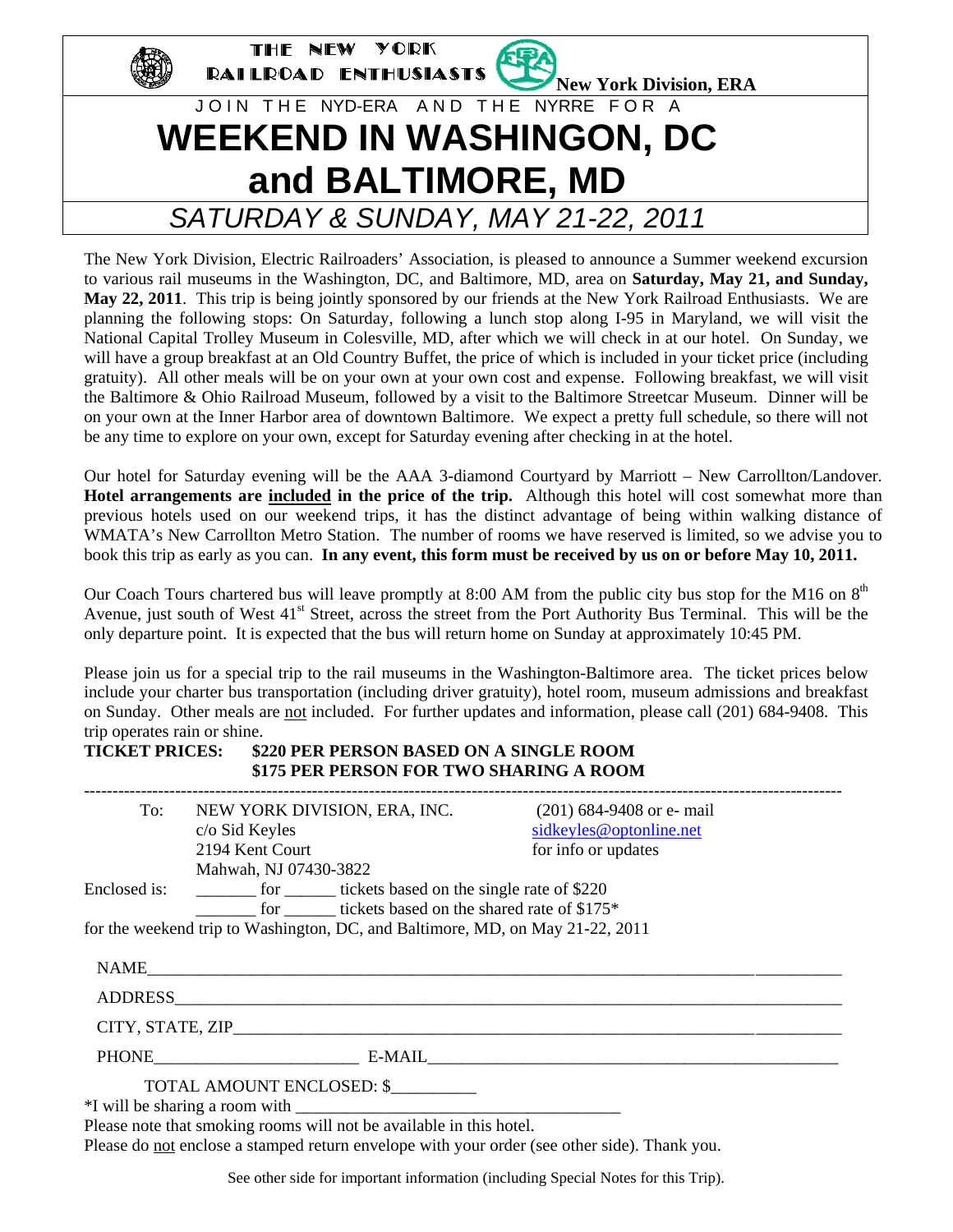THE NEW YORK RAILROAD ENTHUSIASTS

New York Division, ERA

JOIN THE NYD-ERA AND THE NYRRE FOR A

# WEEKEND IN WASHINGON, DC and BALTIMORE, MD

## *SATURDAY & SUNDAY, MAY 21-22, 2011*

The New York Division, Electric Railroaders' Association, is pleased to announce a Summer weekend excursion to various rail museums in the Washington, DC, and Baltimore, MD, area on **Saturday, May 21, and Sunday, May 22, 2011**. This trip is being jointly sponsored by our friends at the New York Railroad Enthusiasts. We are planning the following stops: On Saturday, following a lunch stop along I-95 in Maryland, we will visit the National Capital Trolley Museum in Colesville, MD, after which we will check in at our hotel. On Sunday, we will have a group breakfast at an Old Country Buffet, the price of which is included in your ticket price (including gratuity). All other meals will be on your own at your own cost and expense. Following breakfast, we will visit the Baltimore & Ohio Railroad Museum, followed by a visit to the Baltimore Streetcar Museum. Dinner will be on your own at the Inner Harbor area of downtown Baltimore. We expect a pretty full schedule, so there will not be any time to explore on your own, except for Saturday evening after checking in at the hotel.

Our hotel for Saturday evening will be the AAA 3-diamond Courtyard by Marriott – New Carrollton/Landover. **Hotel arrangements are included in the price of the trip.** Although this hotel will cost somewhat more than previous hotels used on our weekend trips, it has the distinct advantage of being within walking distance of WMATA's New Carrollton Metro Station. The number of rooms we have reserved is limited, so we advise you to book this trip as early as you can. **In any event, this form must be received by us on or before May 10, 2011.**

Our Coach Tours chartered bus will leave promptly at 8:00 AM from the public city bus stop for the M16 on 8th Avenue, just south of West 41st Street, across the street from the Port Authority Bus Terminal. This will be the only departure point. It is expected that the bus will return home on Sunday at approximately 10:45 PM.

Please join us for a special trip to the rail museums in the Washington-Baltimore area. The ticket prices below include your charter bus transportation (including driver gratuity), hotel room, museum admissions and breakfast on Sunday. Other meals are not included. For further updates and information, please call (201) 684-9408. This trip operates rain or shine.

**TICKET PRICES: $220 PER PERSON BASED ON A SINGLE ROOM**
**$175 PER PERSON FOR TWO SHARING A ROOM**

---

To: NEW YORK DIVISION, ERA, INC.
c/o Sid Keyles
2194 Kent Court
Mahwah, NJ 07430-3822

(201) 684-9408 or e- mail sidkeyles@optonline.net for info or updates

Enclosed is: _______ for ______ tickets based on the single rate of $220
_______ for ______ tickets based on the shared rate of $175*

for the weekend trip to Washington, DC, and Baltimore, MD, on May 21-22, 2011

NAME_______________________________________________

ADDRESS_____________________________________________

CITY, STATE, ZIP_______________________________________

PHONE________________________ E-MAIL_______________________

TOTAL AMOUNT ENCLOSED: $__________

*I will be sharing a room with ______________________________________

Please note that smoking rooms will not be available in this hotel.

Please do not enclose a stamped return envelope with your order (see other side). Thank you.

See other side for important information (including Special Notes for this Trip).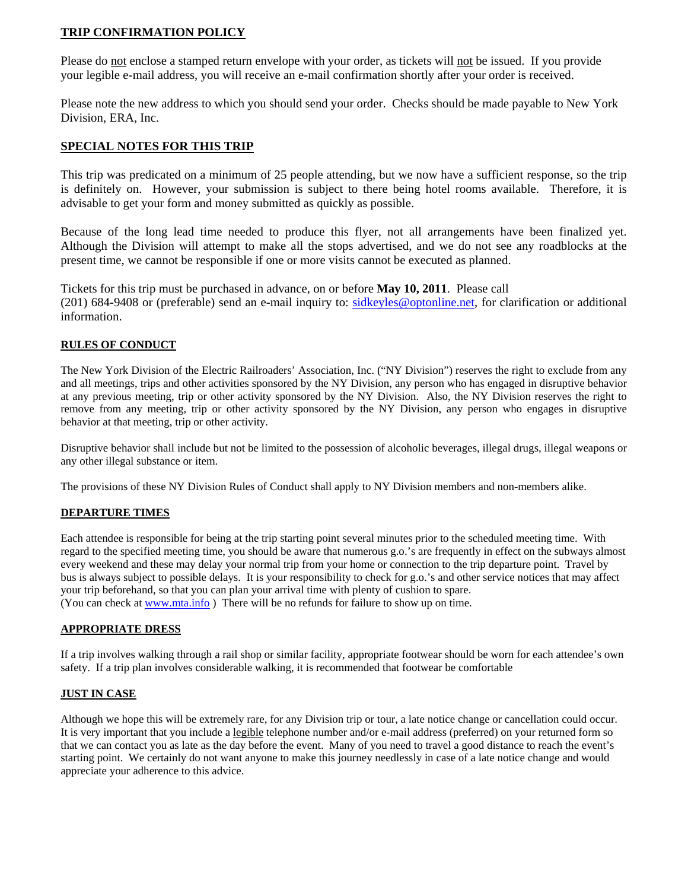## TRIP CONFIRMATION POLICY

Please do not enclose a stamped return envelope with your order, as tickets will not be issued. If you provide your legible e-mail address, you will receive an e-mail confirmation shortly after your order is received.

Please note the new address to which you should send your order. Checks should be made payable to New York Division, ERA, Inc.

## SPECIAL NOTES FOR THIS TRIP

This trip was predicated on a minimum of 25 people attending, but we now have a sufficient response, so the trip is definitely on. However, your submission is subject to there being hotel rooms available. Therefore, it is advisable to get your form and money submitted as quickly as possible.

Because of the long lead time needed to produce this flyer, not all arrangements have been finalized yet. Although the Division will attempt to make all the stops advertised, and we do not see any roadblocks at the present time, we cannot be responsible if one or more visits cannot be executed as planned.

Tickets for this trip must be purchased in advance, on or before **May 10, 2011**. Please call (201) 684-9408 or (preferable) send an e-mail inquiry to: sidkeyles@optonline.net, for clarification or additional information.

## RULES OF CONDUCT

The New York Division of the Electric Railroaders' Association, Inc. ("NY Division") reserves the right to exclude from any and all meetings, trips and other activities sponsored by the NY Division, any person who has engaged in disruptive behavior at any previous meeting, trip or other activity sponsored by the NY Division. Also, the NY Division reserves the right to remove from any meeting, trip or other activity sponsored by the NY Division, any person who engages in disruptive behavior at that meeting, trip or other activity.

Disruptive behavior shall include but not be limited to the possession of alcoholic beverages, illegal drugs, illegal weapons or any other illegal substance or item.

The provisions of these NY Division Rules of Conduct shall apply to NY Division members and non-members alike.

## DEPARTURE TIMES

Each attendee is responsible for being at the trip starting point several minutes prior to the scheduled meeting time. With regard to the specified meeting time, you should be aware that numerous g.o.'s are frequently in effect on the subways almost every weekend and these may delay your normal trip from your home or connection to the trip departure point. Travel by bus is always subject to possible delays. It is your responsibility to check for g.o.'s and other service notices that may affect your trip beforehand, so that you can plan your arrival time with plenty of cushion to spare. (You can check at www.mta.info ) There will be no refunds for failure to show up on time.

## APPROPRIATE DRESS

If a trip involves walking through a rail shop or similar facility, appropriate footwear should be worn for each attendee's own safety. If a trip plan involves considerable walking, it is recommended that footwear be comfortable

## JUST IN CASE

Although we hope this will be extremely rare, for any Division trip or tour, a late notice change or cancellation could occur. It is very important that you include a legible telephone number and/or e-mail address (preferred) on your returned form so that we can contact you as late as the day before the event. Many of you need to travel a good distance to reach the event's starting point. We certainly do not want anyone to make this journey needlessly in case of a late notice change and would appreciate your adherence to this advice.